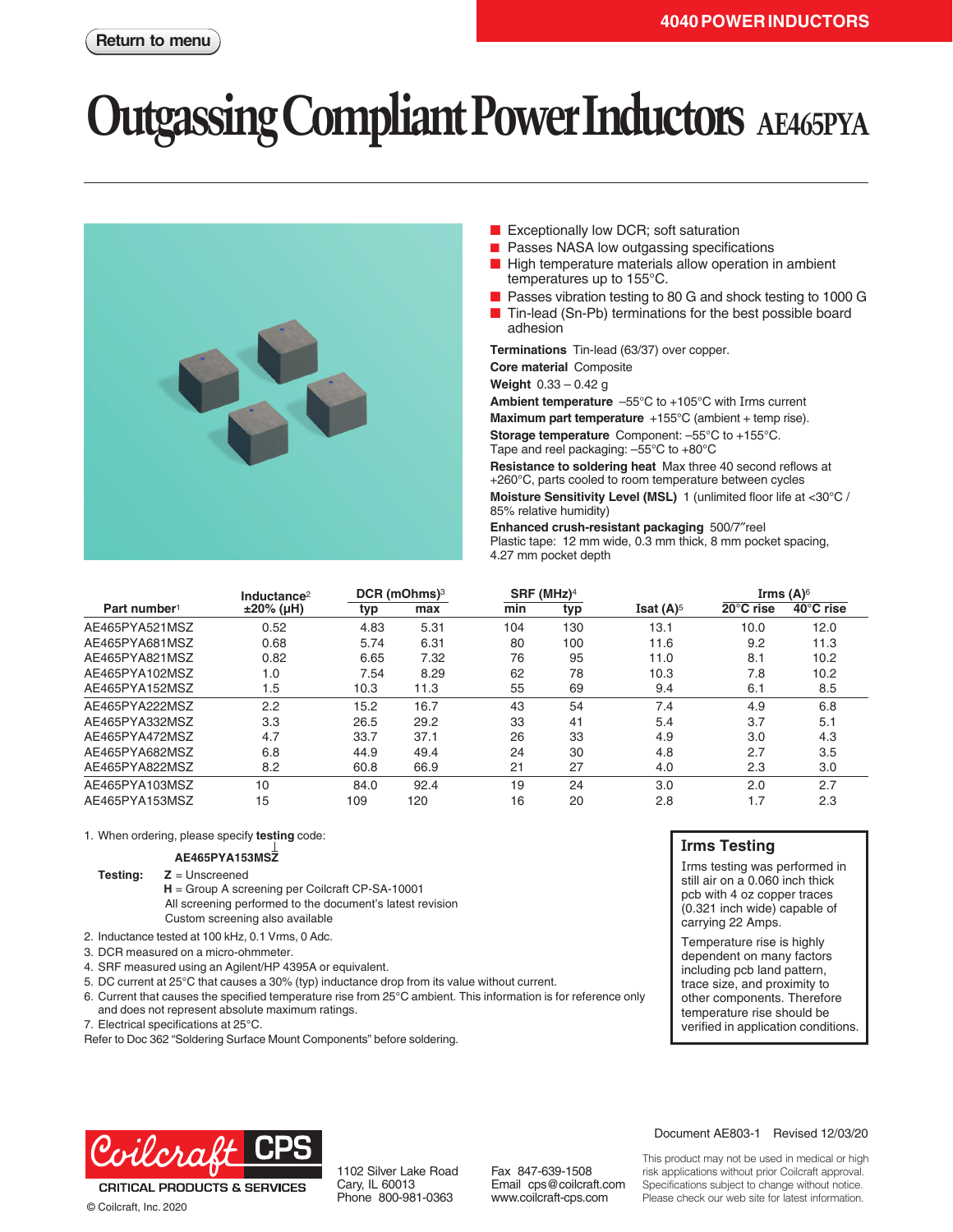# Outgassing Compliant Power Inductors AE465PYA

- Exceptionally low DCR; soft saturation
- Passes NASA low outgassing specifications
- High temperature materials allow operation in ambient temperatures up to 155°C.
- Passes vibration testing to 80 G and shock testing to 1000 G
- Tin-lead (Sn-Pb) terminations for the best possible board adhesion

**Terminations** Tin-lead (63/37) over copper.

**Core material** Composite

**Weight** 0.33 – 0.42 g

**Ambient temperature** –55°C to +105°C with Irms current

**Maximum part temperature** +155°C (ambient + temp rise).

**Storage temperature** Component: –55°C to +155°C. Tape and reel packaging: –55°C to +80°C

**Resistance to soldering heat** Max three 40 second reflows at +260°C, parts cooled to room temperature between cycles

**Moisture Sensitivity Level (MSL)** 1 (unlimited floor life at <30°C / 85% relative humidity)

**Enhanced crush-resistant packaging** 500/7″reel
Plastic tape: 12 mm wide, 0.3 mm thick, 8 mm pocket spacing, 4.27 mm pocket depth

| Part number[1] | Inductance[2] ±20% (µH) | DCR (mOhms)[3] typ | DCR (mOhms)[3] max | SRF (MHz)[4] min | SRF (MHz)[4] typ | Isat (A)[5] | Irms (A)[6] 20°C rise | Irms (A)[6] 40°C rise |
|---|---|---|---|---|---|---|---|---|
| AE465PYA521MSZ | 0.52 | 4.83 | 5.31 | 104 | 130 | 13.1 | 10.0 | 12.0 |
| AE465PYA681MSZ | 0.68 | 5.74 | 6.31 | 80 | 100 | 11.6 | 9.2 | 11.3 |
| AE465PYA821MSZ | 0.82 | 6.65 | 7.32 | 76 | 95 | 11.0 | 8.1 | 10.2 |
| AE465PYA102MSZ | 1.0 | 7.54 | 8.29 | 62 | 78 | 10.3 | 7.8 | 10.2 |
| AE465PYA152MSZ | 1.5 | 10.3 | 11.3 | 55 | 69 | 9.4 | 6.1 | 8.5 |
| AE465PYA222MSZ | 2.2 | 15.2 | 16.7 | 43 | 54 | 7.4 | 4.9 | 6.8 |
| AE465PYA332MSZ | 3.3 | 26.5 | 29.2 | 33 | 41 | 5.4 | 3.7 | 5.1 |
| AE465PYA472MSZ | 4.7 | 33.7 | 37.1 | 26 | 33 | 4.9 | 3.0 | 4.3 |
| AE465PYA682MSZ | 6.8 | 44.9 | 49.4 | 24 | 30 | 4.8 | 2.7 | 3.5 |
| AE465PYA822MSZ | 8.2 | 60.8 | 66.9 | 21 | 27 | 4.0 | 2.3 | 3.0 |
| AE465PYA103MSZ | 10 | 84.0 | 92.4 | 19 | 24 | 3.0 | 2.0 | 2.7 |
| AE465PYA153MSZ | 15 | 109 | 120 | 16 | 20 | 2.8 | 1.7 | 2.3 |

1. When ordering, please specify **testing** code:

   **AE465PYA153MSZ**

   **Testing:** **Z** = Unscreened
   **H** = Group A screening per Coilcraft CP-SA-10001
   All screening performed to the document's latest revision
   Custom screening also available
2. Inductance tested at 100 kHz, 0.1 Vrms, 0 Adc.
3. DCR measured on a micro-ohmmeter.
4. SRF measured using an Agilent/HP 4395A or equivalent.
5. DC current at 25°C that causes a 30% (typ) inductance drop from its value without current.
6. Current that causes the specified temperature rise from 25°C ambient. This information is for reference only and does not represent absolute maximum ratings.
7. Electrical specifications at 25°C.

Refer to Doc 362 "Soldering Surface Mount Components" before soldering.

## Irms Testing

Irms testing was performed in still air on a 0.060 inch thick pcb with 4 oz copper traces (0.321 inch wide) capable of carrying 22 Amps.

Temperature rise is highly dependent on many factors including pcb land pattern, trace size, and proximity to other components. Therefore temperature rise should be verified in application conditions.

Document AE803-1 Revised 12/03/20

Coilcraft CPS
CRITICAL PRODUCTS & SERVICES
© Coilcraft, Inc. 2020

1102 Silver Lake Road
Cary, IL 60013
Phone 800-981-0363

Fax 847-639-1508
Email cps@coilcraft.com
www.coilcraft-cps.com

This product may not be used in medical or high risk applications without prior Coilcraft approval. Specifications subject to change without notice. Please check our web site for latest information.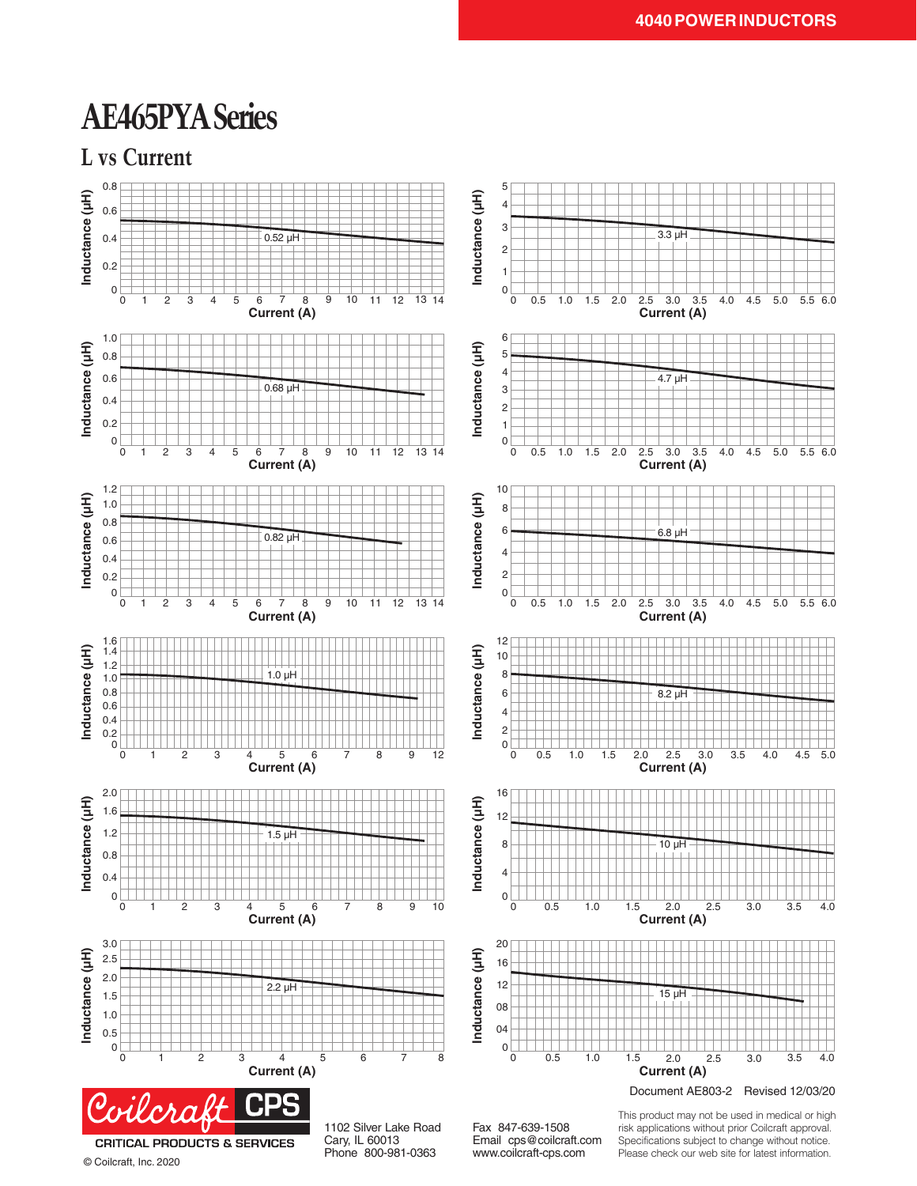# AE465PYA Series

## L vs Current

Inductance (µH) vs Current (A)

0.52 µH

0.68 µH

0.82 µH

1.0 µH

1.5 µH

2.2 µH

3.3 µH

4.7 µH

6.8 µH

8.2 µH

10 µH

15 µH

Document AE803-2 Revised 12/03/20

Coilcraft CPS

CRITICAL PRODUCTS & SERVICES

© Coilcraft, Inc. 2020

1102 Silver Lake Road
Cary, IL 60013
Phone 800-981-0363

Fax 847-639-1508
Email cps@coilcraft.com
www.coilcraft-cps.com

This product may not be used in medical or high risk applications without prior Coilcraft approval. Specifications subject to change without notice. Please check our web site for latest information.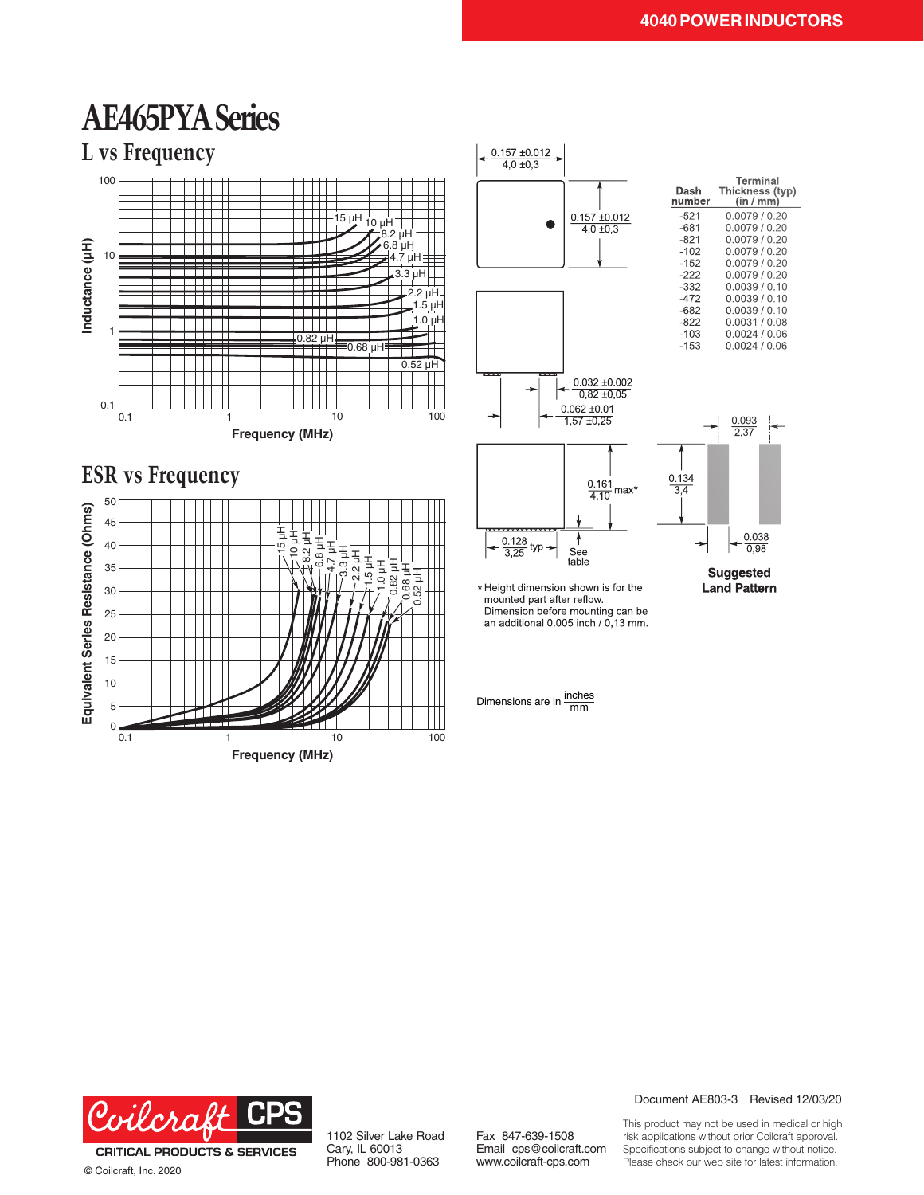# AE465PYA Series

## L vs Frequency

Inductance (µH)

100
10
1
0.1

0.1
1
10
100

Frequency (MHz)

15 µH
10 µH
8.2 µH
6.8 µH
4.7 µH
3.3 µH
2.2 µH
1.5 µH
1.0 µH
0.82 µH
0.68 µH
0.52 µH

## ESR vs Frequency

Equivalent Series Resistance (Ohms)

50
45
40
35
30
25
20
15
10
5
0

0.1
1
10
100

Frequency (MHz)

15 µH
10 µH
8.2 µH
6.8 µH
4.7 µH
3.3 µH
2.2 µH
1.5 µH
1.0 µH
0.82 µH
0.68 µH
0.52 µH

0.157 ±0.012 / 4,0 ±0,3

0.157 ±0.012 / 4,0 ±0,3

0.032 ±0.002 / 0,82 ±0,05

0.062 ±0.01 / 1,57 ±0,25

0.161 / 4,10 max*

0.128 / 3,25 typ

See table

| Dash number | Terminal Thickness (typ) (in / mm) |
|---|---|
| -521 | 0.0079 / 0.20 |
| -681 | 0.0079 / 0.20 |
| -821 | 0.0079 / 0.20 |
| -102 | 0.0079 / 0.20 |
| -152 | 0.0079 / 0.20 |
| -222 | 0.0079 / 0.20 |
| -332 | 0.0039 / 0.10 |
| -472 | 0.0039 / 0.10 |
| -682 | 0.0039 / 0.10 |
| -822 | 0.0031 / 0.08 |
| -103 | 0.0024 / 0.06 |
| -153 | 0.0024 / 0.06 |

0.093 / 2,37

0.134 / 3,4

0.038 / 0,98

**Suggested Land Pattern**

* Height dimension shown is for the mounted part after reflow. Dimension before mounting can be an additional 0.005 inch / 0,13 mm.

Dimensions are in inches / mm

Document AE803-3 Revised 12/03/20

Coilcraft CPS
CRITICAL PRODUCTS & SERVICES
© Coilcraft, Inc. 2020

1102 Silver Lake Road
Cary, IL 60013
Phone 800-981-0363

Fax 847-639-1508
Email cps@coilcraft.com
www.coilcraft-cps.com

This product may not be used in medical or high risk applications without prior Coilcraft approval. Specifications subject to change without notice. Please check our web site for latest information.